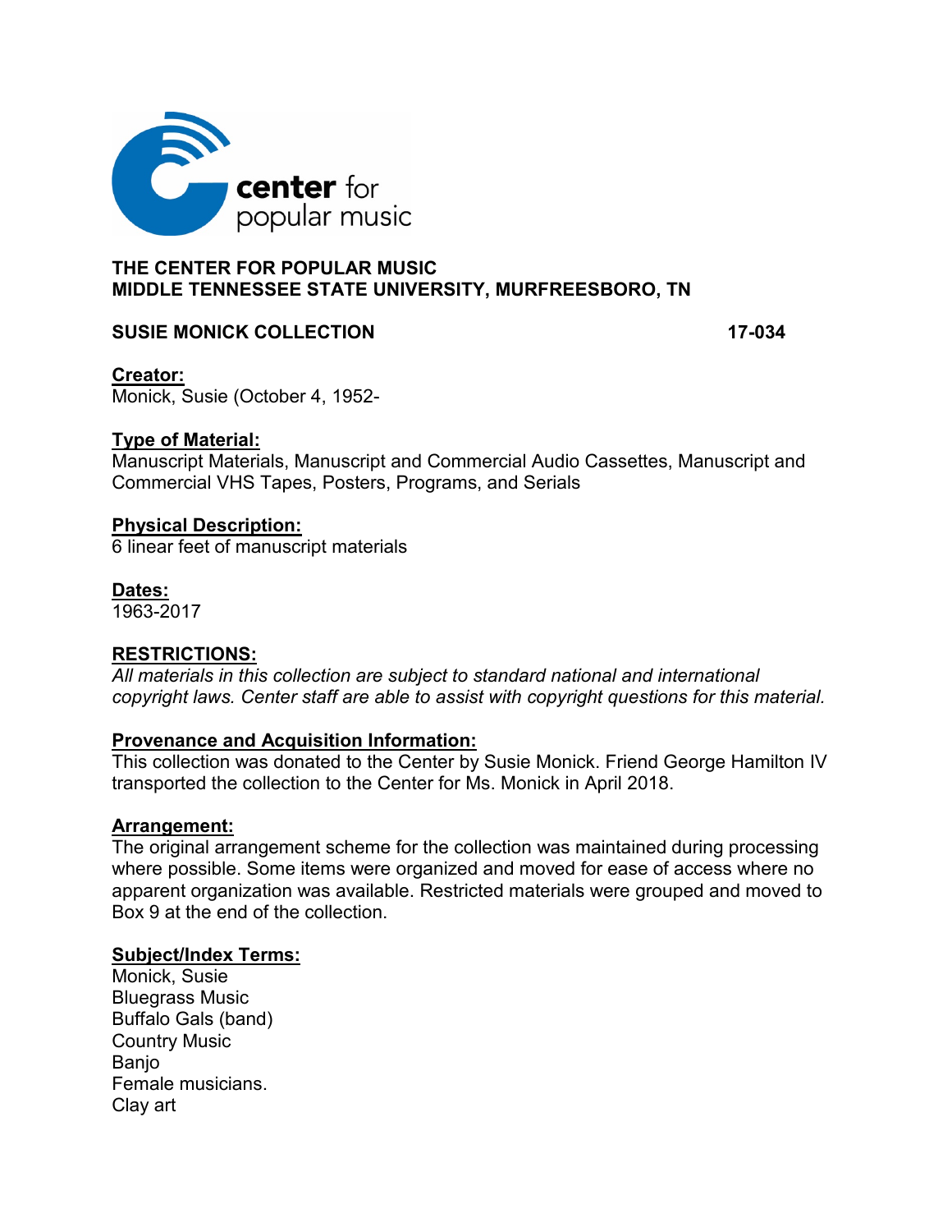center for popular music

# THE CENTER FOR POPULAR MUSIC
# MIDDLE TENNESSEE STATE UNIVERSITY, MURFREESBORO, TN

## SUSIE MONICK COLLECTION 17-034

**Creator:**
Monick, Susie (October 4, 1952-

**Type of Material:**
Manuscript Materials, Manuscript and Commercial Audio Cassettes, Manuscript and Commercial VHS Tapes, Posters, Programs, and Serials

**Physical Description:**
6 linear feet of manuscript materials

**Dates:**
1963-2017

**RESTRICTIONS:**
*All materials in this collection are subject to standard national and international copyright laws. Center staff are able to assist with copyright questions for this material.*

**Provenance and Acquisition Information:**
This collection was donated to the Center by Susie Monick. Friend George Hamilton IV transported the collection to the Center for Ms. Monick in April 2018.

**Arrangement:**
The original arrangement scheme for the collection was maintained during processing where possible. Some items were organized and moved for ease of access where no apparent organization was available. Restricted materials were grouped and moved to Box 9 at the end of the collection.

**Subject/Index Terms:**
Monick, Susie
Bluegrass Music
Buffalo Gals (band)
Country Music
Banjo
Female musicians.
Clay art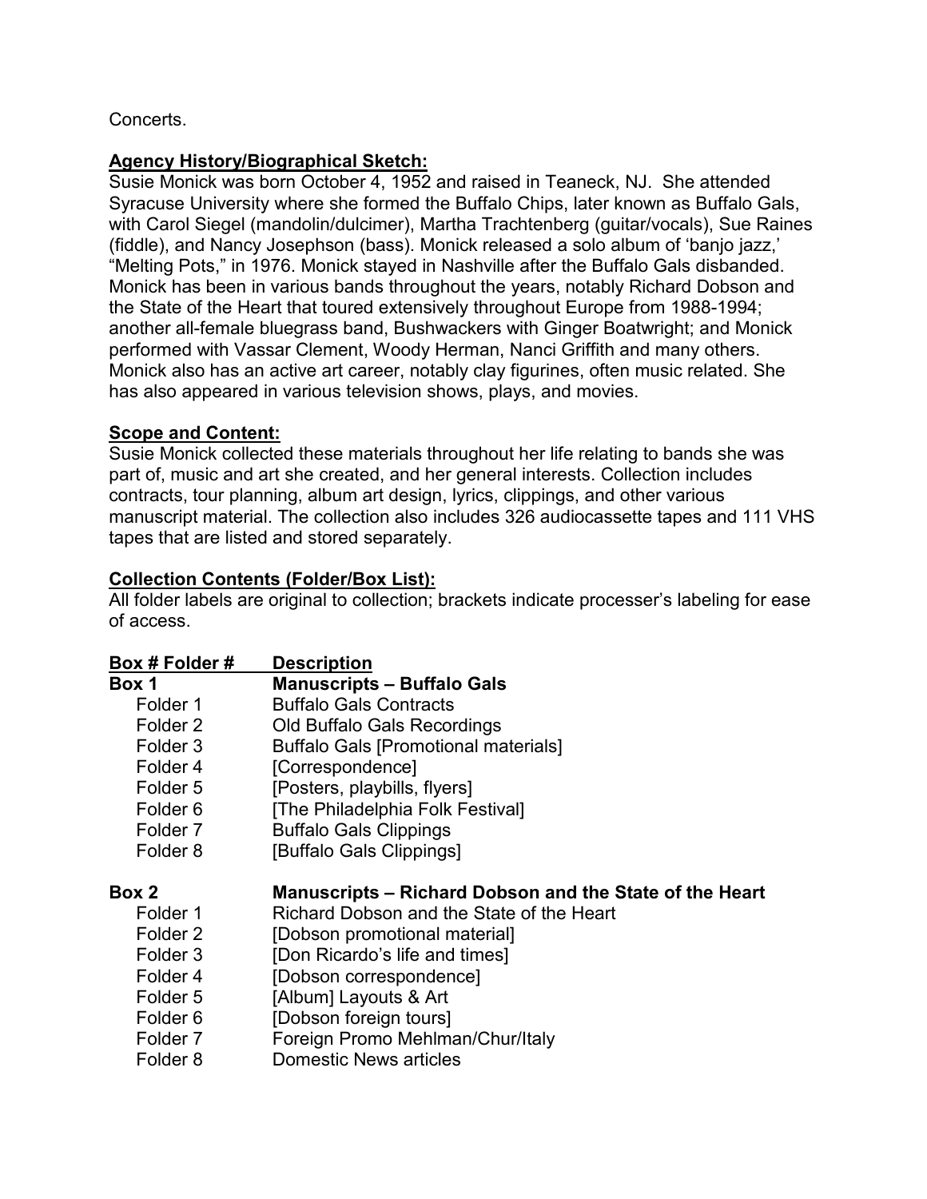Concerts.

**Agency History/Biographical Sketch:**

Susie Monick was born October 4, 1952 and raised in Teaneck, NJ. She attended Syracuse University where she formed the Buffalo Chips, later known as Buffalo Gals, with Carol Siegel (mandolin/dulcimer), Martha Trachtenberg (guitar/vocals), Sue Raines (fiddle), and Nancy Josephson (bass). Monick released a solo album of 'banjo jazz,' "Melting Pots," in 1976. Monick stayed in Nashville after the Buffalo Gals disbanded. Monick has been in various bands throughout the years, notably Richard Dobson and the State of the Heart that toured extensively throughout Europe from 1988-1994; another all-female bluegrass band, Bushwackers with Ginger Boatwright; and Monick performed with Vassar Clement, Woody Herman, Nanci Griffith and many others. Monick also has an active art career, notably clay figurines, often music related. She has also appeared in various television shows, plays, and movies.

**Scope and Content:**

Susie Monick collected these materials throughout her life relating to bands she was part of, music and art she created, and her general interests. Collection includes contracts, tour planning, album art design, lyrics, clippings, and other various manuscript material. The collection also includes 326 audiocassette tapes and 111 VHS tapes that are listed and stored separately.

**Collection Contents (Folder/Box List):**

All folder labels are original to collection; brackets indicate processer's labeling for ease of access.

| Box # Folder # | Description |
|---|---|
| **Box 1** | **Manuscripts – Buffalo Gals** |
| Folder 1 | Buffalo Gals Contracts |
| Folder 2 | Old Buffalo Gals Recordings |
| Folder 3 | Buffalo Gals [Promotional materials] |
| Folder 4 | [Correspondence] |
| Folder 5 | [Posters, playbills, flyers] |
| Folder 6 | [The Philadelphia Folk Festival] |
| Folder 7 | Buffalo Gals Clippings |
| Folder 8 | [Buffalo Gals Clippings] |
| **Box 2** | **Manuscripts – Richard Dobson and the State of the Heart** |
| Folder 1 | Richard Dobson and the State of the Heart |
| Folder 2 | [Dobson promotional material] |
| Folder 3 | [Don Ricardo's life and times] |
| Folder 4 | [Dobson correspondence] |
| Folder 5 | [Album] Layouts & Art |
| Folder 6 | [Dobson foreign tours] |
| Folder 7 | Foreign Promo Mehlman/Chur/Italy |
| Folder 8 | Domestic News articles |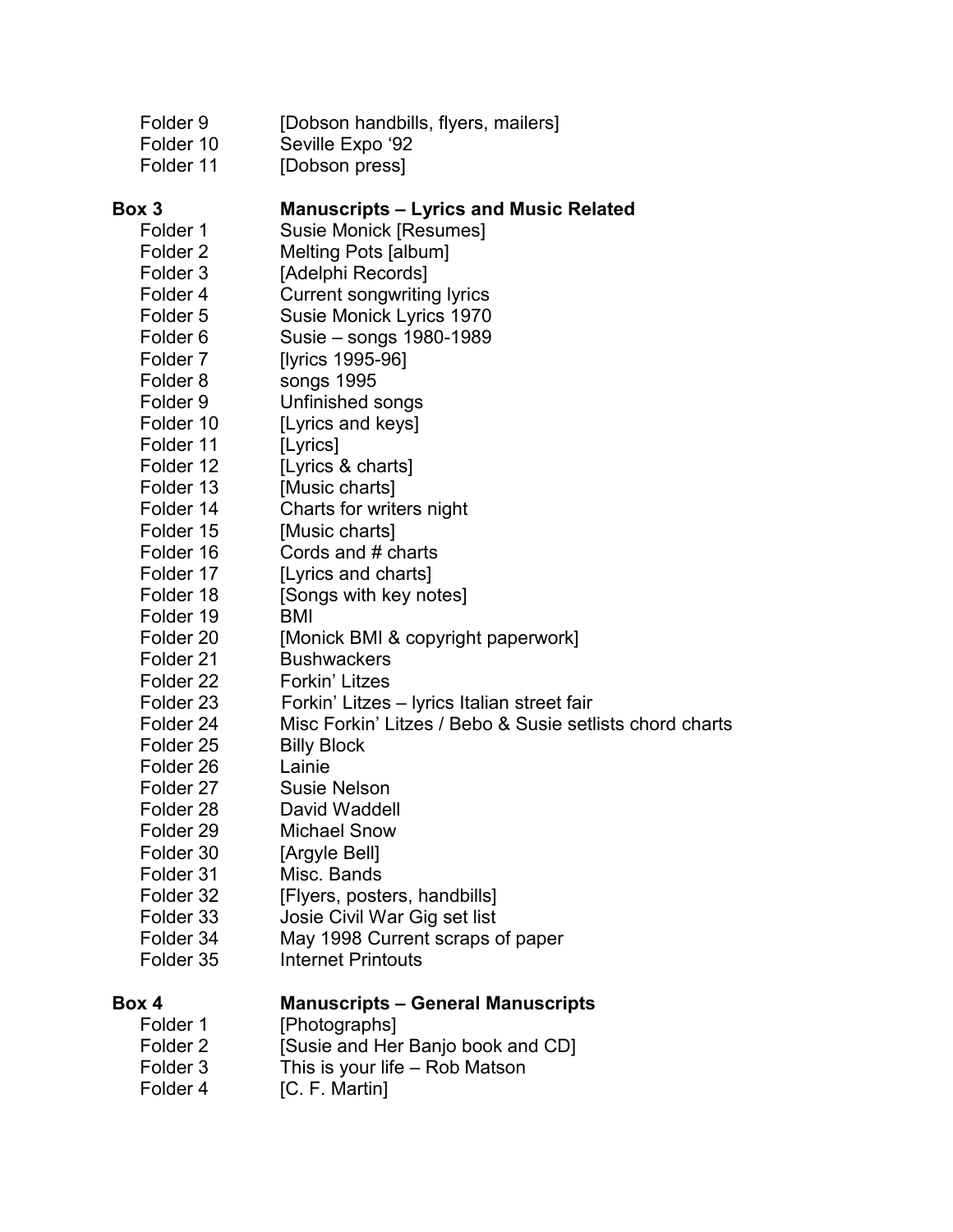| | |
|---|---|
| Folder 9 | [Dobson handbills, flyers, mailers] |
| Folder 10 | Seville Expo '92 |
| Folder 11 | [Dobson press] |

**Box 3 — Manuscripts – Lyrics and Music Related**

| | |
|---|---|
| Folder 1 | Susie Monick [Resumes] |
| Folder 2 | Melting Pots [album] |
| Folder 3 | [Adelphi Records] |
| Folder 4 | Current songwriting lyrics |
| Folder 5 | Susie Monick Lyrics 1970 |
| Folder 6 | Susie – songs 1980-1989 |
| Folder 7 | [lyrics 1995-96] |
| Folder 8 | songs 1995 |
| Folder 9 | Unfinished songs |
| Folder 10 | [Lyrics and keys] |
| Folder 11 | [Lyrics] |
| Folder 12 | [Lyrics & charts] |
| Folder 13 | [Music charts] |
| Folder 14 | Charts for writers night |
| Folder 15 | [Music charts] |
| Folder 16 | Cords and # charts |
| Folder 17 | [Lyrics and charts] |
| Folder 18 | [Songs with key notes] |
| Folder 19 | BMI |
| Folder 20 | [Monick BMI & copyright paperwork] |
| Folder 21 | Bushwackers |
| Folder 22 | Forkin' Litzes |
| Folder 23 | Forkin' Litzes – lyrics Italian street fair |
| Folder 24 | Misc Forkin' Litzes / Bebo & Susie setlists chord charts |
| Folder 25 | Billy Block |
| Folder 26 | Lainie |
| Folder 27 | Susie Nelson |
| Folder 28 | David Waddell |
| Folder 29 | Michael Snow |
| Folder 30 | [Argyle Bell] |
| Folder 31 | Misc. Bands |
| Folder 32 | [Flyers, posters, handbills] |
| Folder 33 | Josie Civil War Gig set list |
| Folder 34 | May 1998 Current scraps of paper |
| Folder 35 | Internet Printouts |

**Box 4 — Manuscripts – General Manuscripts**

| | |
|---|---|
| Folder 1 | [Photographs] |
| Folder 2 | [Susie and Her Banjo book and CD] |
| Folder 3 | This is your life – Rob Matson |
| Folder 4 | [C. F. Martin] |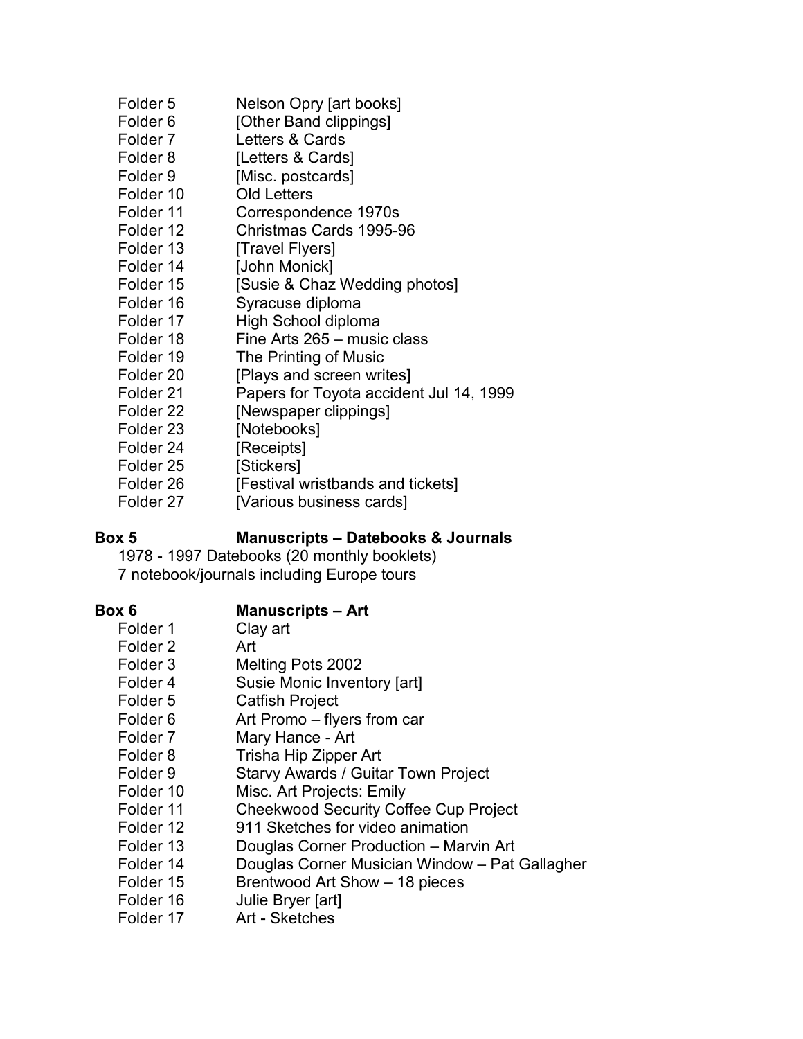| | |
|---|---|
| Folder 5 | Nelson Opry [art books] |
| Folder 6 | [Other Band clippings] |
| Folder 7 | Letters & Cards |
| Folder 8 | [Letters & Cards] |
| Folder 9 | [Misc. postcards] |
| Folder 10 | Old Letters |
| Folder 11 | Correspondence 1970s |
| Folder 12 | Christmas Cards 1995-96 |
| Folder 13 | [Travel Flyers] |
| Folder 14 | [John Monick] |
| Folder 15 | [Susie & Chaz Wedding photos] |
| Folder 16 | Syracuse diploma |
| Folder 17 | High School diploma |
| Folder 18 | Fine Arts 265 – music class |
| Folder 19 | The Printing of Music |
| Folder 20 | [Plays and screen writes] |
| Folder 21 | Papers for Toyota accident Jul 14, 1999 |
| Folder 22 | [Newspaper clippings] |
| Folder 23 | [Notebooks] |
| Folder 24 | [Receipts] |
| Folder 25 | [Stickers] |
| Folder 26 | [Festival wristbands and tickets] |
| Folder 27 | [Various business cards] |

**Box 5 Manuscripts – Datebooks & Journals**

1978 - 1997 Datebooks (20 monthly booklets)
7 notebook/journals including Europe tours

**Box 6 Manuscripts – Art**

| | |
|---|---|
| Folder 1 | Clay art |
| Folder 2 | Art |
| Folder 3 | Melting Pots 2002 |
| Folder 4 | Susie Monic Inventory [art] |
| Folder 5 | Catfish Project |
| Folder 6 | Art Promo – flyers from car |
| Folder 7 | Mary Hance - Art |
| Folder 8 | Trisha Hip Zipper Art |
| Folder 9 | Starvy Awards / Guitar Town Project |
| Folder 10 | Misc. Art Projects: Emily |
| Folder 11 | Cheekwood Security Coffee Cup Project |
| Folder 12 | 911 Sketches for video animation |
| Folder 13 | Douglas Corner Production – Marvin Art |
| Folder 14 | Douglas Corner Musician Window – Pat Gallagher |
| Folder 15 | Brentwood Art Show – 18 pieces |
| Folder 16 | Julie Bryer [art] |
| Folder 17 | Art - Sketches |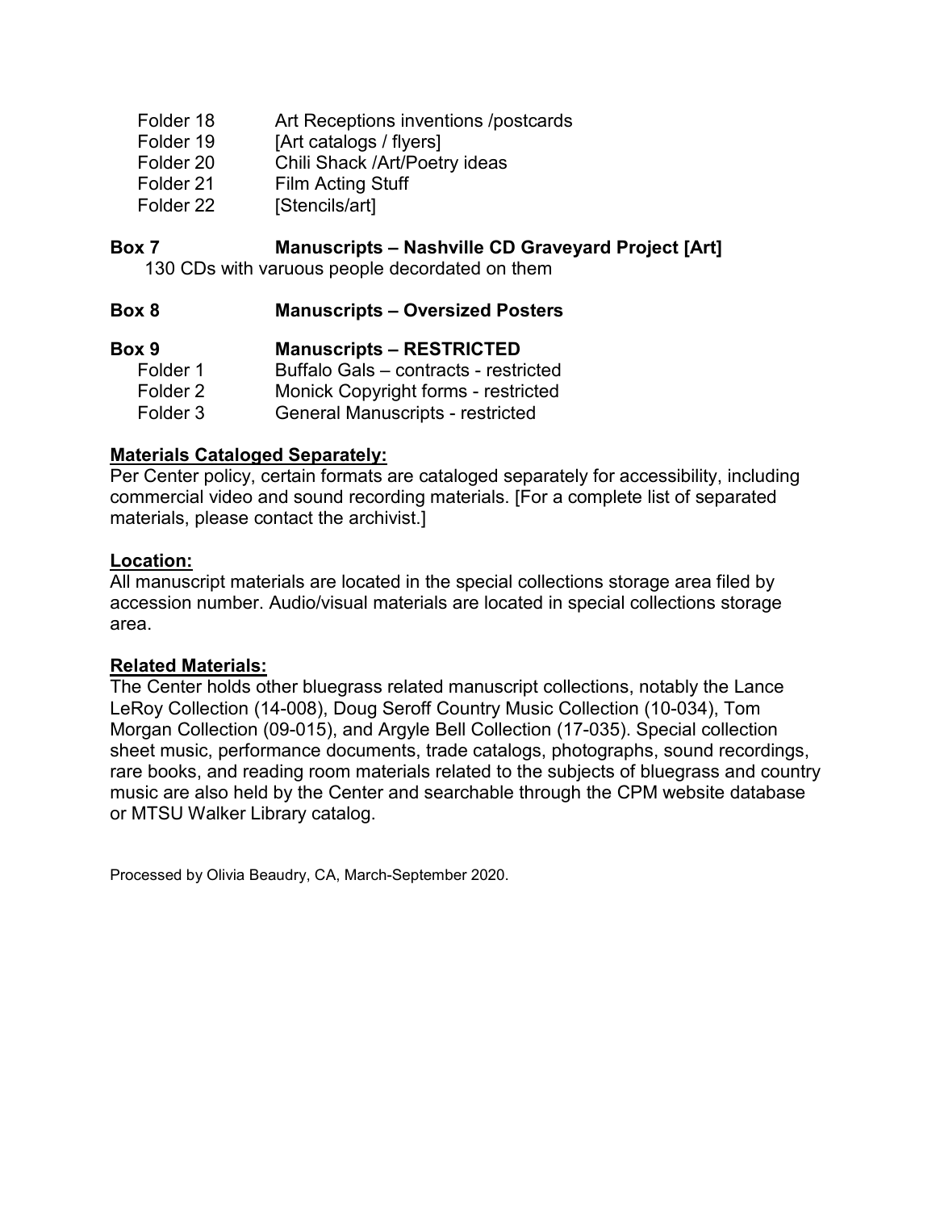| | |
|---|---|
| Folder 18 | Art Receptions inventions /postcards |
| Folder 19 | [Art catalogs / flyers] |
| Folder 20 | Chili Shack /Art/Poetry ideas |
| Folder 21 | Film Acting Stuff |
| Folder 22 | [Stencils/art] |

**Box 7 Manuscripts – Nashville CD Graveyard Project [Art]**

130 CDs with varuous people decordated on them

**Box 8 Manuscripts – Oversized Posters**

**Box 9 Manuscripts – RESTRICTED**

| | |
|---|---|
| Folder 1 | Buffalo Gals – contracts - restricted |
| Folder 2 | Monick Copyright forms - restricted |
| Folder 3 | General Manuscripts - restricted |

**Materials Cataloged Separately:**

Per Center policy, certain formats are cataloged separately for accessibility, including commercial video and sound recording materials. [For a complete list of separated materials, please contact the archivist.]

**Location:**

All manuscript materials are located in the special collections storage area filed by accession number. Audio/visual materials are located in special collections storage area.

**Related Materials:**

The Center holds other bluegrass related manuscript collections, notably the Lance LeRoy Collection (14-008), Doug Seroff Country Music Collection (10-034), Tom Morgan Collection (09-015), and Argyle Bell Collection (17-035). Special collection sheet music, performance documents, trade catalogs, photographs, sound recordings, rare books, and reading room materials related to the subjects of bluegrass and country music are also held by the Center and searchable through the CPM website database or MTSU Walker Library catalog.

Processed by Olivia Beaudry, CA, March-September 2020.